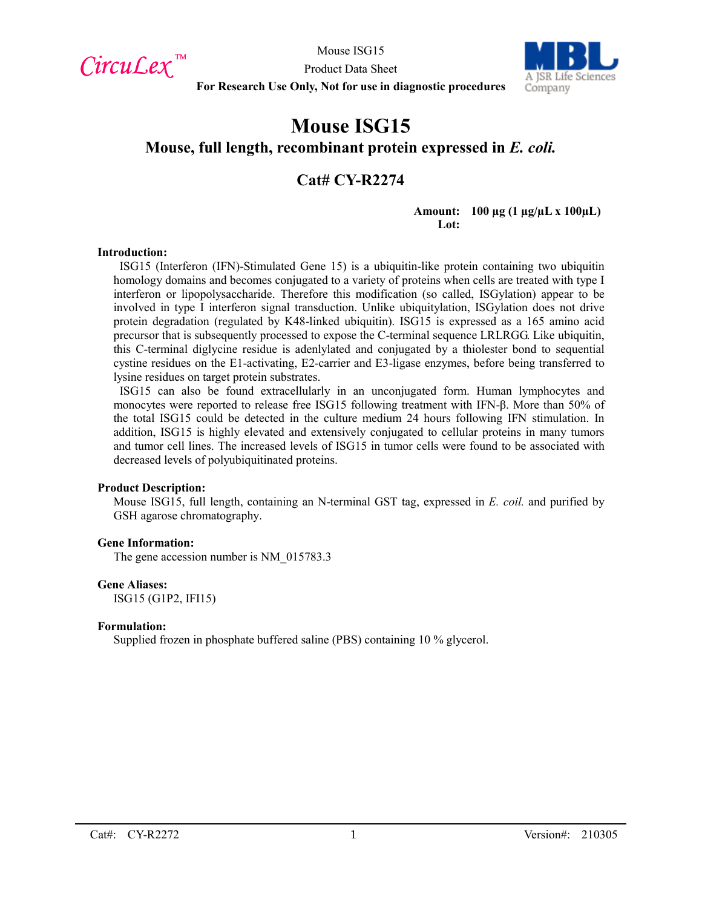# Mouse ISG15

## Mouse, full length, recombinant protein expressed in *E. coli.*

## Cat# CY-R2274

**Amount: 100 µg (1 µg/µL x 100µL)**
**Lot:**

**Introduction:**

ISG15 (Interferon (IFN)-Stimulated Gene 15) is a ubiquitin-like protein containing two ubiquitin homology domains and becomes conjugated to a variety of proteins when cells are treated with type I interferon or lipopolysaccharide. Therefore this modification (so called, ISGylation) appear to be involved in type I interferon signal transduction. Unlike ubiquitylation, ISGylation does not drive protein degradation (regulated by K48-linked ubiquitin). ISG15 is expressed as a 165 amino acid precursor that is subsequently processed to expose the C-terminal sequence LRLRGG. Like ubiquitin, this C-terminal diglycine residue is adenlylated and conjugated by a thiolester bond to sequential cystine residues on the E1-activating, E2-carrier and E3-ligase enzymes, before being transferred to lysine residues on target protein substrates.

ISG15 can also be found extracellularly in an unconjugated form. Human lymphocytes and monocytes were reported to release free ISG15 following treatment with IFN-β. More than 50% of the total ISG15 could be detected in the culture medium 24 hours following IFN stimulation. In addition, ISG15 is highly elevated and extensively conjugated to cellular proteins in many tumors and tumor cell lines. The increased levels of ISG15 in tumor cells were found to be associated with decreased levels of polyubiquitinated proteins.

**Product Description:**

Mouse ISG15, full length, containing an N-terminal GST tag, expressed in *E. coil.* and purified by GSH agarose chromatography.

**Gene Information:**

The gene accession number is NM_015783.3

**Gene Aliases:**

ISG15 (G1P2, IFI15)

**Formulation:**

Supplied frozen in phosphate buffered saline (PBS) containing 10 % glycerol.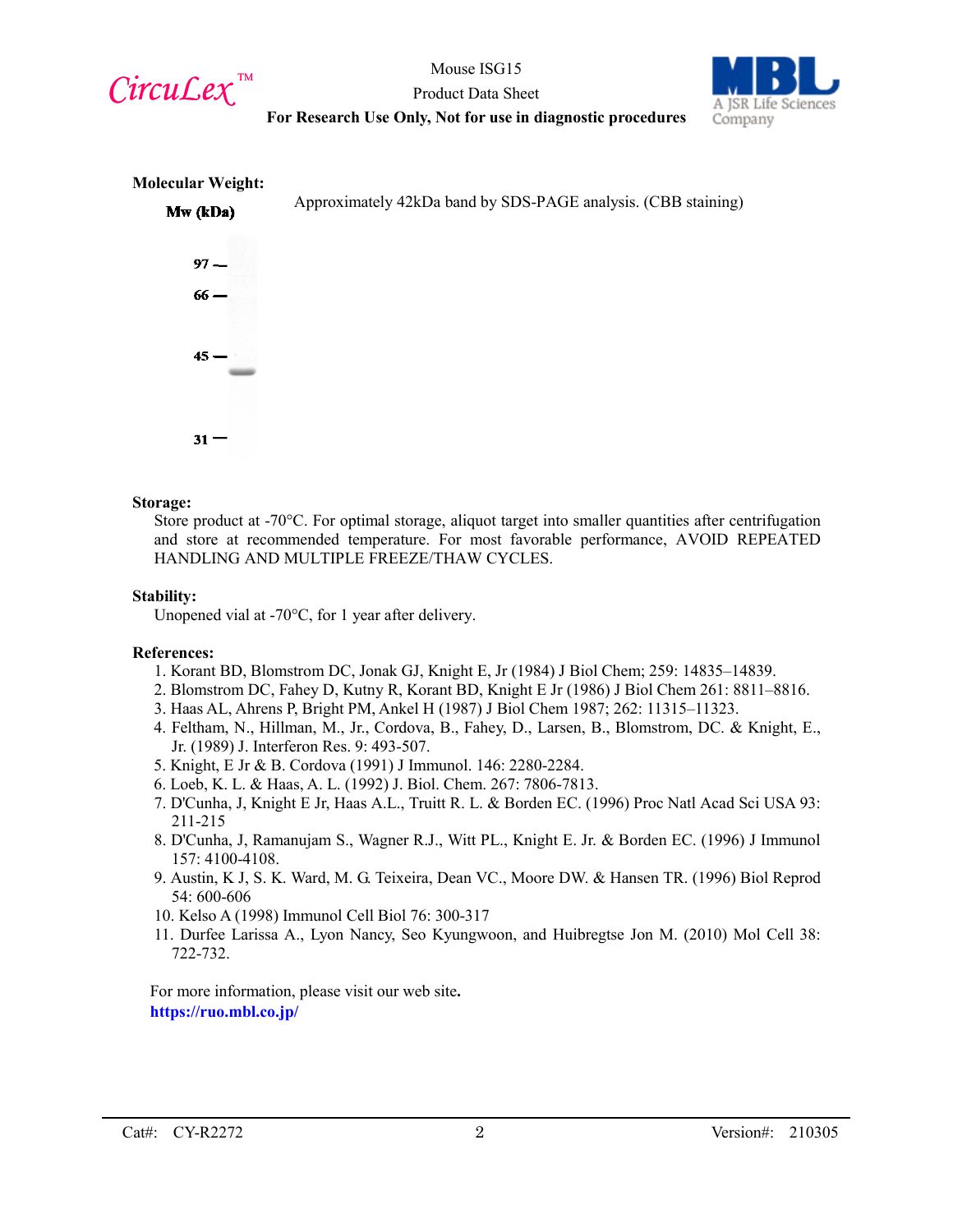**Molecular Weight:**

Approximately 42kDa band by SDS-PAGE analysis. (CBB staining)

Mw (kDa)

97 —
66 —
45 —
31 —

**Storage:**

Store product at -70°C. For optimal storage, aliquot target into smaller quantities after centrifugation and store at recommended temperature. For most favorable performance, AVOID REPEATED HANDLING AND MULTIPLE FREEZE/THAW CYCLES.

**Stability:**

Unopened vial at -70°C, for 1 year after delivery.

**References:**

1. Korant BD, Blomstrom DC, Jonak GJ, Knight E, Jr (1984) J Biol Chem; 259: 14835–14839.
2. Blomstrom DC, Fahey D, Kutny R, Korant BD, Knight E Jr (1986) J Biol Chem 261: 8811–8816.
3. Haas AL, Ahrens P, Bright PM, Ankel H (1987) J Biol Chem 1987; 262: 11315–11323.
4. Feltham, N., Hillman, M., Jr., Cordova, B., Fahey, D., Larsen, B., Blomstrom, DC. & Knight, E., Jr. (1989) J. Interferon Res. 9: 493-507.
5. Knight, E Jr & B. Cordova (1991) J Immunol. 146: 2280-2284.
6. Loeb, K. L. & Haas, A. L. (1992) J. Biol. Chem. 267: 7806-7813.
7. D'Cunha, J, Knight E Jr, Haas A.L., Truitt R. L. & Borden EC. (1996) Proc Natl Acad Sci USA 93: 211-215
8. D'Cunha, J, Ramanujam S., Wagner R.J., Witt PL., Knight E. Jr. & Borden EC. (1996) J Immunol 157: 4100-4108.
9. Austin, K J, S. K. Ward, M. G. Teixeira, Dean VC., Moore DW. & Hansen TR. (1996) Biol Reprod 54: 600-606
10. Kelso A (1998) Immunol Cell Biol 76: 300-317
11. Durfee Larissa A., Lyon Nancy, Seo Kyungwoon, and Huibregtse Jon M. (2010) Mol Cell 38: 722-732.

For more information, please visit our web site.
**https://ruo.mbl.co.jp/**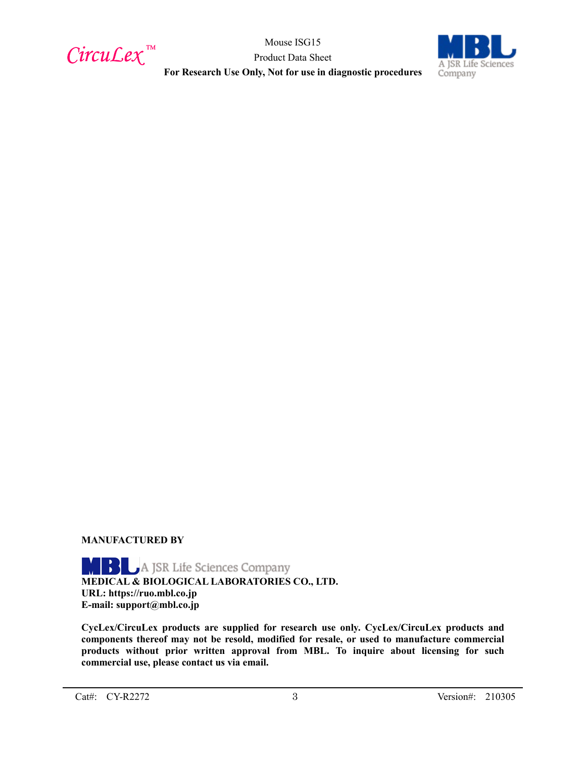**MANUFACTURED BY**

**MEDICAL & BIOLOGICAL LABORATORIES CO., LTD.**
**URL: https://ruo.mbl.co.jp**
**E-mail: support@mbl.co.jp**

**CycLex/CircuLex products are supplied for research use only. CycLex/CircuLex products and components thereof may not be resold, modified for resale, or used to manufacture commercial products without prior written approval from MBL. To inquire about licensing for such commercial use, please contact us via email.**